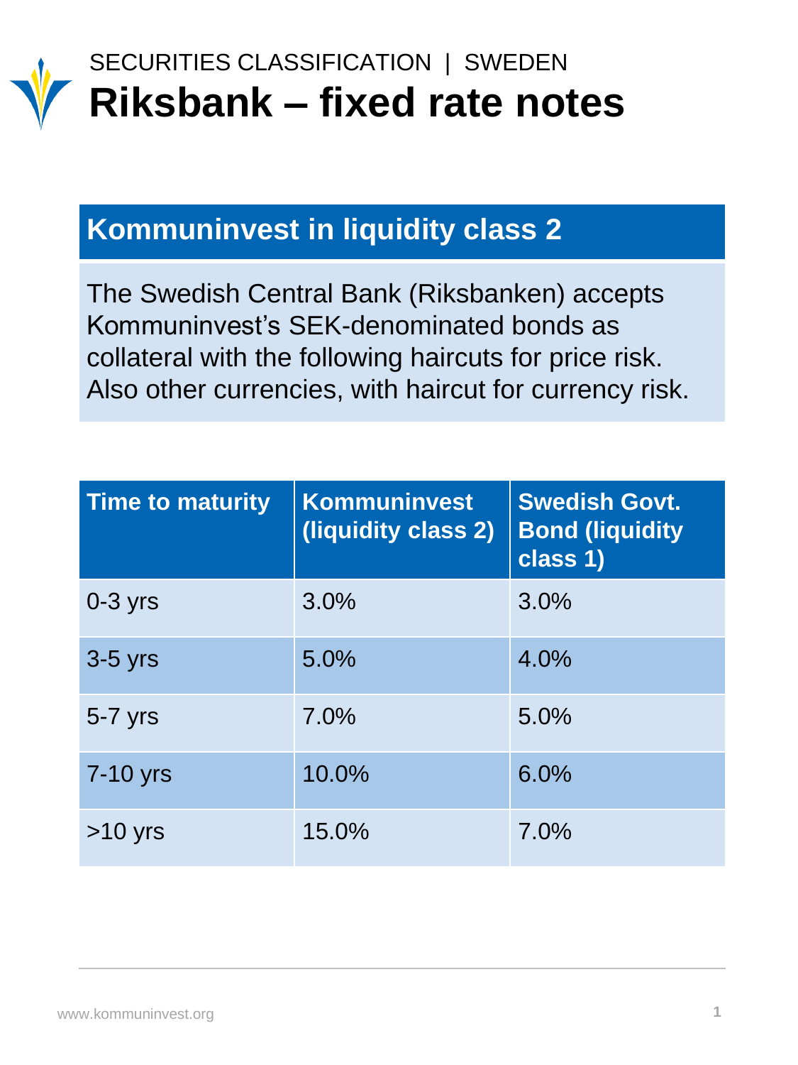SECURITIES CLASSIFICATION | SWEDEN

# Riksbank – fixed rate notes

## Kommuninvest in liquidity class 2

The Swedish Central Bank (Riksbanken) accepts Kommuninvest's SEK-denominated bonds as collateral with the following haircuts for price risk. Also other currencies, with haircut for currency risk.

| Time to maturity | Kommuninvest (liquidity class 2) | Swedish Govt. Bond (liquidity class 1) |
|---|---|---|
| 0-3 yrs | 3.0% | 3.0% |
| 3-5 yrs | 5.0% | 4.0% |
| 5-7 yrs | 7.0% | 5.0% |
| 7-10 yrs | 10.0% | 6.0% |
| >10 yrs | 15.0% | 7.0% |

www.kommuninvest.org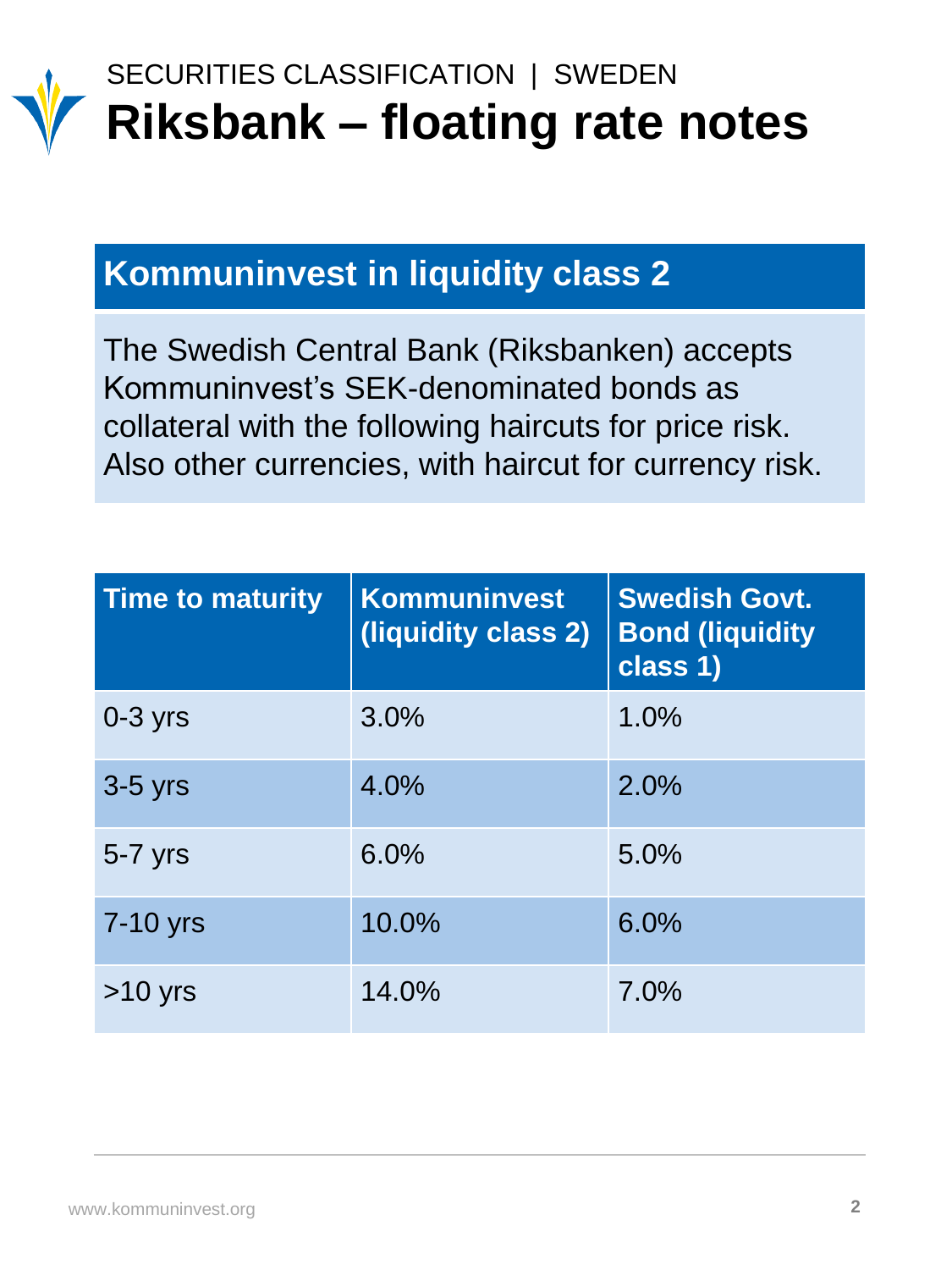SECURITIES CLASSIFICATION | SWEDEN

# Riksbank – floating rate notes

## Kommuninvest in liquidity class 2

The Swedish Central Bank (Riksbanken) accepts Kommuninvest's SEK-denominated bonds as collateral with the following haircuts for price risk. Also other currencies, with haircut for currency risk.

| Time to maturity | Kommuninvest (liquidity class 2) | Swedish Govt. Bond (liquidity class 1) |
|---|---|---|
| 0-3 yrs | 3.0% | 1.0% |
| 3-5 yrs | 4.0% | 2.0% |
| 5-7 yrs | 6.0% | 5.0% |
| 7-10 yrs | 10.0% | 6.0% |
| >10 yrs | 14.0% | 7.0% |

www.kommuninvest.org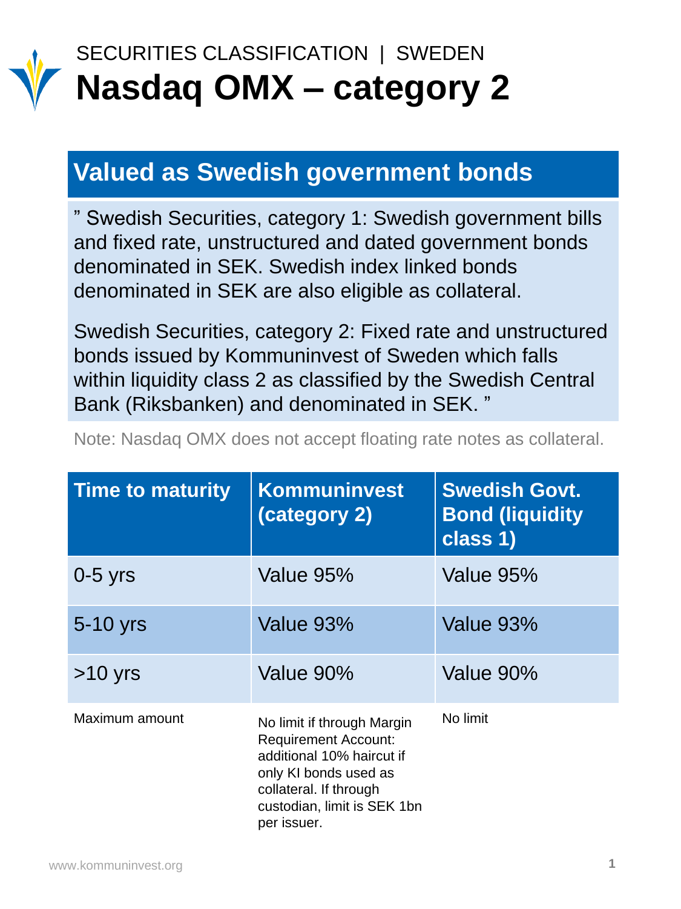SECURITIES CLASSIFICATION | SWEDEN

# Nasdaq OMX – category 2

## Valued as Swedish government bonds

” Swedish Securities, category 1: Swedish government bills and fixed rate, unstructured and dated government bonds denominated in SEK. Swedish index linked bonds denominated in SEK are also eligible as collateral.

Swedish Securities, category 2: Fixed rate and unstructured bonds issued by Kommuninvest of Sweden which falls within liquidity class 2 as classified by the Swedish Central Bank (Riksbanken) and denominated in SEK. ”

Note: Nasdaq OMX does not accept floating rate notes as collateral.

| Time to maturity | Kommuninvest (category 2) | Swedish Govt. Bond (liquidity class 1) |
|---|---|---|
| 0-5 yrs | Value 95% | Value 95% |
| 5-10 yrs | Value 93% | Value 93% |
| >10 yrs | Value 90% | Value 90% |
| Maximum amount | No limit if through Margin Requirement Account: additional 10% haircut if only KI bonds used as collateral. If through custodian, limit is SEK 1bn per issuer. | No limit |

www.kommuninvest.org